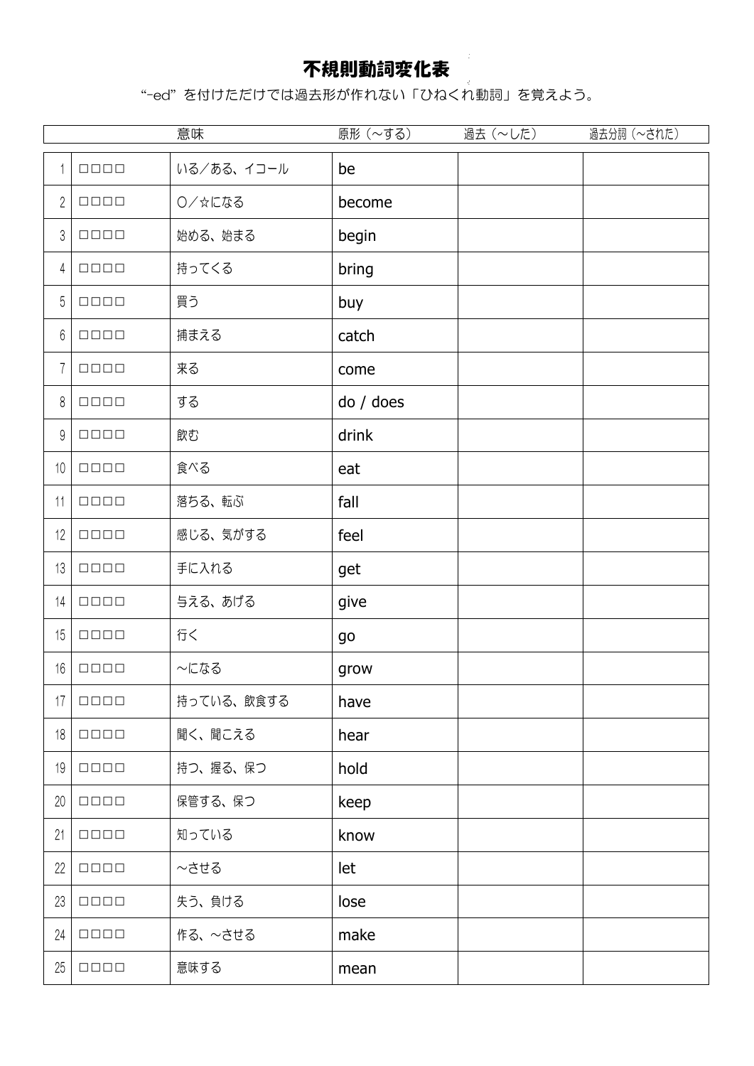# 不規則動詞変化表

"-ed" を付けただけでは過去形が作れない「ひねくれ動詞」を覚えよう。

| | | 意味 | 原形（〜する） | 過去（〜した） | 過去分詞（〜された） |
|---|---|---|---|---|---|
| 1 | □□□□ | いる／ある、イコール | be | | |
| 2 | □□□□ | ○／☆になる | become | | |
| 3 | □□□□ | 始める、始まる | begin | | |
| 4 | □□□□ | 持ってくる | bring | | |
| 5 | □□□□ | 買う | buy | | |
| 6 | □□□□ | 捕まえる | catch | | |
| 7 | □□□□ | 来る | come | | |
| 8 | □□□□ | する | do / does | | |
| 9 | □□□□ | 飲む | drink | | |
| 10 | □□□□ | 食べる | eat | | |
| 11 | □□□□ | 落ちる、転ぶ | fall | | |
| 12 | □□□□ | 感じる、気がする | feel | | |
| 13 | □□□□ | 手に入れる | get | | |
| 14 | □□□□ | 与える、あげる | give | | |
| 15 | □□□□ | 行く | go | | |
| 16 | □□□□ | 〜になる | grow | | |
| 17 | □□□□ | 持っている、飲食する | have | | |
| 18 | □□□□ | 聞く、聞こえる | hear | | |
| 19 | □□□□ | 持つ、握る、保つ | hold | | |
| 20 | □□□□ | 保管する、保つ | keep | | |
| 21 | □□□□ | 知っている | know | | |
| 22 | □□□□ | 〜させる | let | | |
| 23 | □□□□ | 失う、負ける | lose | | |
| 24 | □□□□ | 作る、〜させる | make | | |
| 25 | □□□□ | 意味する | mean | | |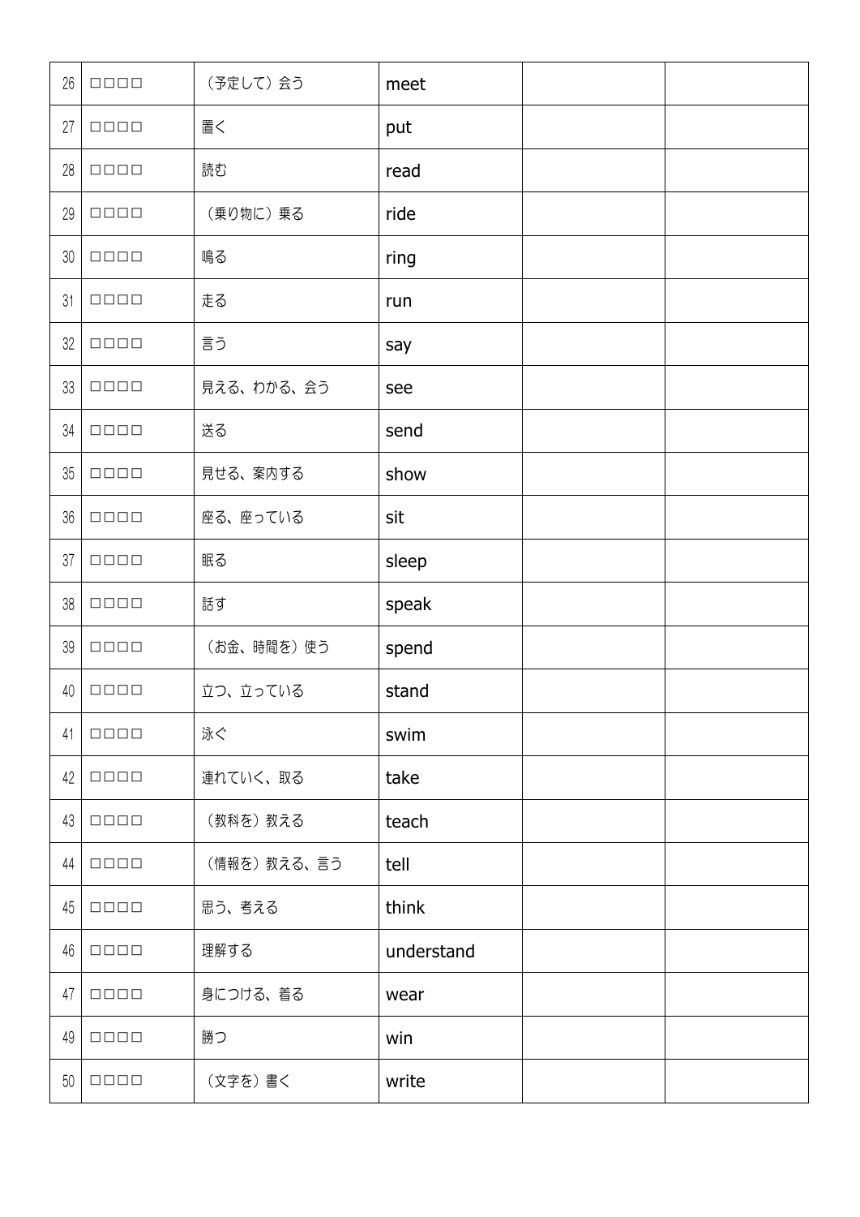| 26 | □□□□ | （予定して）会う | meet | | |
|---|---|---|---|---|---|
| 27 | □□□□ | 置く | put | | |
| 28 | □□□□ | 読む | read | | |
| 29 | □□□□ | （乗り物に）乗る | ride | | |
| 30 | □□□□ | 鳴る | ring | | |
| 31 | □□□□ | 走る | run | | |
| 32 | □□□□ | 言う | say | | |
| 33 | □□□□ | 見える、わかる、会う | see | | |
| 34 | □□□□ | 送る | send | | |
| 35 | □□□□ | 見せる、案内する | show | | |
| 36 | □□□□ | 座る、座っている | sit | | |
| 37 | □□□□ | 眠る | sleep | | |
| 38 | □□□□ | 話す | speak | | |
| 39 | □□□□ | （お金、時間を）使う | spend | | |
| 40 | □□□□ | 立つ、立っている | stand | | |
| 41 | □□□□ | 泳ぐ | swim | | |
| 42 | □□□□ | 連れていく、取る | take | | |
| 43 | □□□□ | （教科を）教える | teach | | |
| 44 | □□□□ | （情報を）教える、言う | tell | | |
| 45 | □□□□ | 思う、考える | think | | |
| 46 | □□□□ | 理解する | understand | | |
| 47 | □□□□ | 身につける、着る | wear | | |
| 49 | □□□□ | 勝つ | win | | |
| 50 | □□□□ | （文字を）書く | write | | |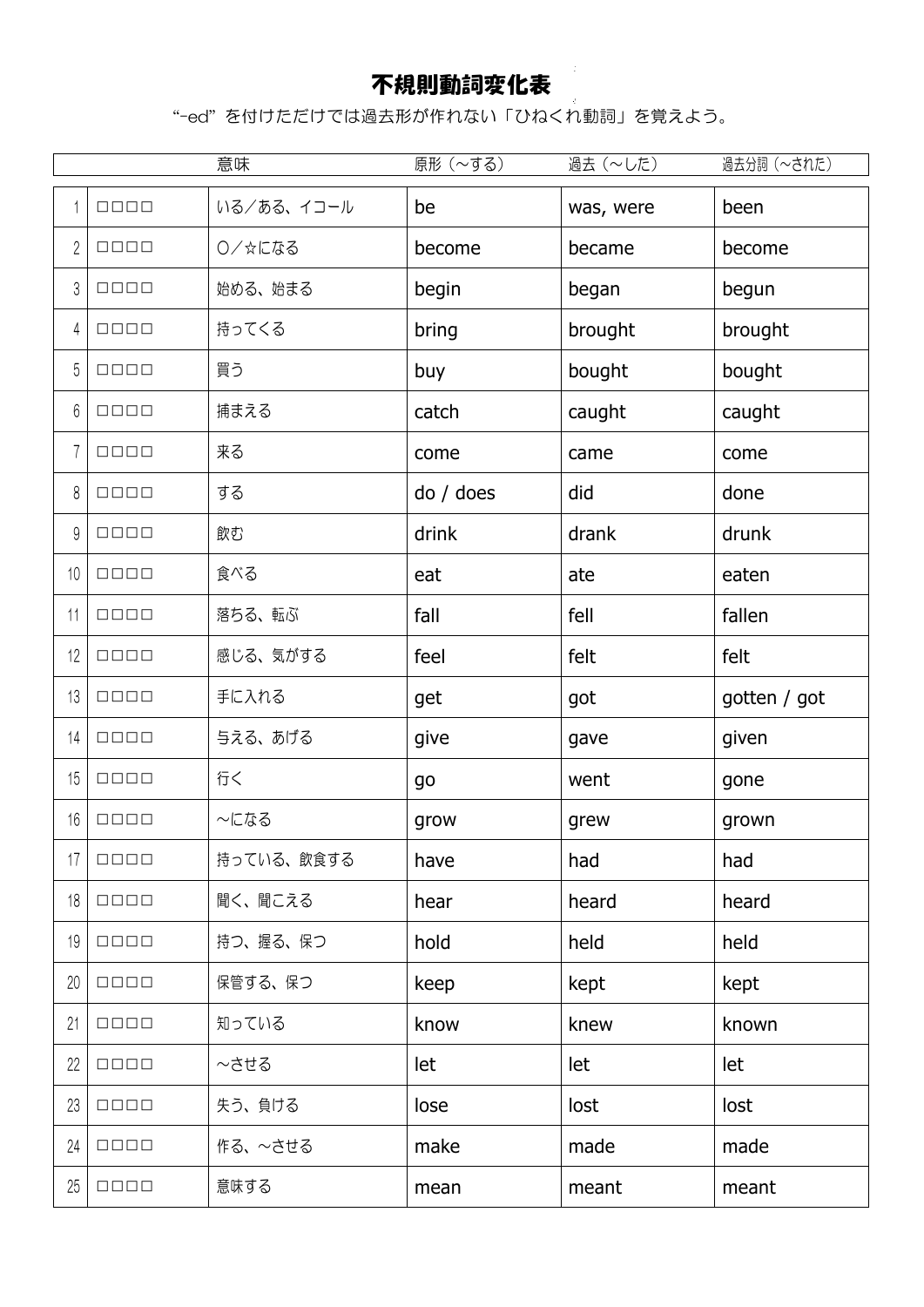# 不規則動詞変化表

"-ed" を付けただけでは過去形が作れない「ひねくれ動詞」を覚えよう。

| | | 意味 | 原形（～する） | 過去（～した） | 過去分詞（～された） |
|---|---|---|---|---|---|
| 1 | □□□□ | いる／ある、イコール | be | was, were | been |
| 2 | □□□□ | ○／☆になる | become | became | become |
| 3 | □□□□ | 始める、始まる | begin | began | begun |
| 4 | □□□□ | 持ってくる | bring | brought | brought |
| 5 | □□□□ | 買う | buy | bought | bought |
| 6 | □□□□ | 捕まえる | catch | caught | caught |
| 7 | □□□□ | 来る | come | came | come |
| 8 | □□□□ | する | do / does | did | done |
| 9 | □□□□ | 飲む | drink | drank | drunk |
| 10 | □□□□ | 食べる | eat | ate | eaten |
| 11 | □□□□ | 落ちる、転ぶ | fall | fell | fallen |
| 12 | □□□□ | 感じる、気がする | feel | felt | felt |
| 13 | □□□□ | 手に入れる | get | got | gotten / got |
| 14 | □□□□ | 与える、あげる | give | gave | given |
| 15 | □□□□ | 行く | go | went | gone |
| 16 | □□□□ | ～になる | grow | grew | grown |
| 17 | □□□□ | 持っている、飲食する | have | had | had |
| 18 | □□□□ | 聞く、聞こえる | hear | heard | heard |
| 19 | □□□□ | 持つ、握る、保つ | hold | held | held |
| 20 | □□□□ | 保管する、保つ | keep | kept | kept |
| 21 | □□□□ | 知っている | know | knew | known |
| 22 | □□□□ | ～させる | let | let | let |
| 23 | □□□□ | 失う、負ける | lose | lost | lost |
| 24 | □□□□ | 作る、～させる | make | made | made |
| 25 | □□□□ | 意味する | mean | meant | meant |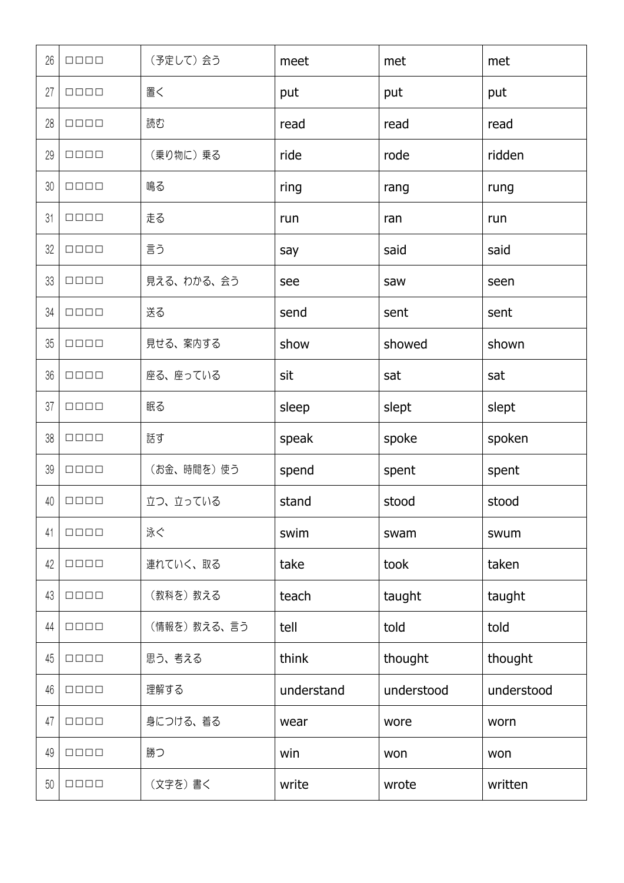| | | | | | |
|---|---|---|---|---|---|
| 26 | □□□□ | （予定して）会う | meet | met | met |
| 27 | □□□□ | 置く | put | put | put |
| 28 | □□□□ | 読む | read | read | read |
| 29 | □□□□ | （乗り物に）乗る | ride | rode | ridden |
| 30 | □□□□ | 鳴る | ring | rang | rung |
| 31 | □□□□ | 走る | run | ran | run |
| 32 | □□□□ | 言う | say | said | said |
| 33 | □□□□ | 見える、わかる、会う | see | saw | seen |
| 34 | □□□□ | 送る | send | sent | sent |
| 35 | □□□□ | 見せる、案内する | show | showed | shown |
| 36 | □□□□ | 座る、座っている | sit | sat | sat |
| 37 | □□□□ | 眠る | sleep | slept | slept |
| 38 | □□□□ | 話す | speak | spoke | spoken |
| 39 | □□□□ | （お金、時間を）使う | spend | spent | spent |
| 40 | □□□□ | 立つ、立っている | stand | stood | stood |
| 41 | □□□□ | 泳ぐ | swim | swam | swum |
| 42 | □□□□ | 連れていく、取る | take | took | taken |
| 43 | □□□□ | （教科を）教える | teach | taught | taught |
| 44 | □□□□ | （情報を）教える、言う | tell | told | told |
| 45 | □□□□ | 思う、考える | think | thought | thought |
| 46 | □□□□ | 理解する | understand | understood | understood |
| 47 | □□□□ | 身につける、着る | wear | wore | worn |
| 49 | □□□□ | 勝つ | win | won | won |
| 50 | □□□□ | （文字を）書く | write | wrote | written |